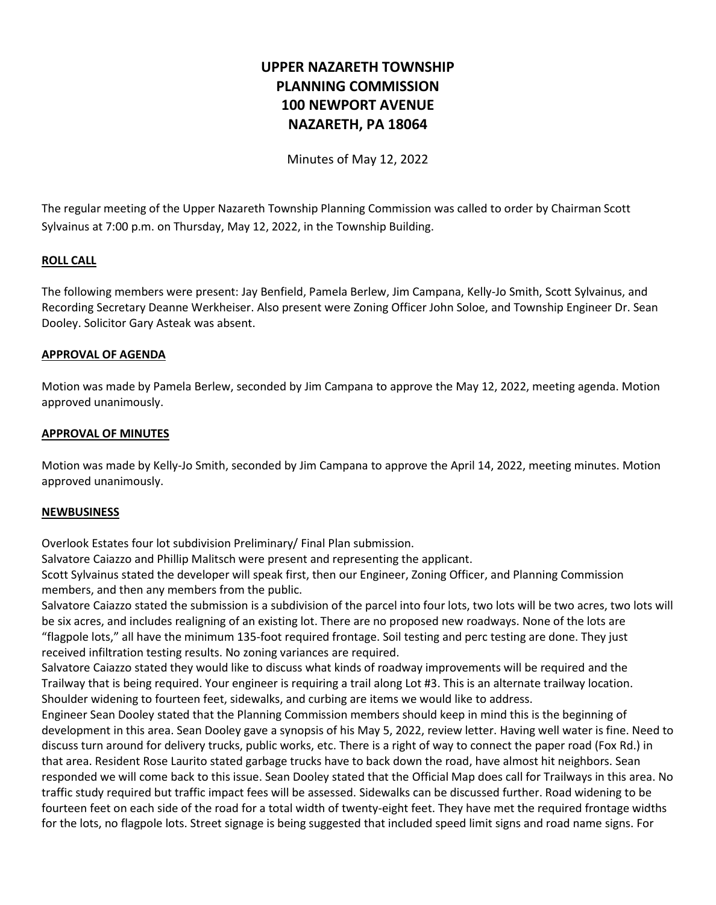# UPPER NAZARETH TOWNSHIP PLANNING COMMISSION 100 NEWPORT AVENUE NAZARETH, PA 18064

Minutes of May 12, 2022

The regular meeting of the Upper Nazareth Township Planning Commission was called to order by Chairman Scott Sylvainus at 7:00 p.m. on Thursday, May 12, 2022, in the Township Building.

**ROLL CALL**

The following members were present: Jay Benfield, Pamela Berlew, Jim Campana, Kelly-Jo Smith, Scott Sylvainus, and Recording Secretary Deanne Werkheiser. Also present were Zoning Officer John Soloe, and Township Engineer Dr. Sean Dooley. Solicitor Gary Asteak was absent.

**APPROVAL OF AGENDA**

Motion was made by Pamela Berlew, seconded by Jim Campana to approve the May 12, 2022, meeting agenda. Motion approved unanimously.

**APPROVAL OF MINUTES**

Motion was made by Kelly-Jo Smith, seconded by Jim Campana to approve the April 14, 2022, meeting minutes. Motion approved unanimously.

**NEWBUSINESS**

Overlook Estates four lot subdivision Preliminary/ Final Plan submission.
Salvatore Caiazzo and Phillip Malitsch were present and representing the applicant.
Scott Sylvainus stated the developer will speak first, then our Engineer, Zoning Officer, and Planning Commission members, and then any members from the public.
Salvatore Caiazzo stated the submission is a subdivision of the parcel into four lots, two lots will be two acres, two lots will be six acres, and includes realigning of an existing lot. There are no proposed new roadways. None of the lots are "flagpole lots," all have the minimum 135-foot required frontage. Soil testing and perc testing are done. They just received infiltration testing results. No zoning variances are required.
Salvatore Caiazzo stated they would like to discuss what kinds of roadway improvements will be required and the Trailway that is being required. Your engineer is requiring a trail along Lot #3. This is an alternate trailway location. Shoulder widening to fourteen feet, sidewalks, and curbing are items we would like to address.
Engineer Sean Dooley stated that the Planning Commission members should keep in mind this is the beginning of development in this area. Sean Dooley gave a synopsis of his May 5, 2022, review letter. Having well water is fine. Need to discuss turn around for delivery trucks, public works, etc. There is a right of way to connect the paper road (Fox Rd.) in that area. Resident Rose Laurito stated garbage trucks have to back down the road, have almost hit neighbors. Sean responded we will come back to this issue. Sean Dooley stated that the Official Map does call for Trailways in this area. No traffic study required but traffic impact fees will be assessed. Sidewalks can be discussed further. Road widening to be fourteen feet on each side of the road for a total width of twenty-eight feet. They have met the required frontage widths for the lots, no flagpole lots. Street signage is being suggested that included speed limit signs and road name signs. For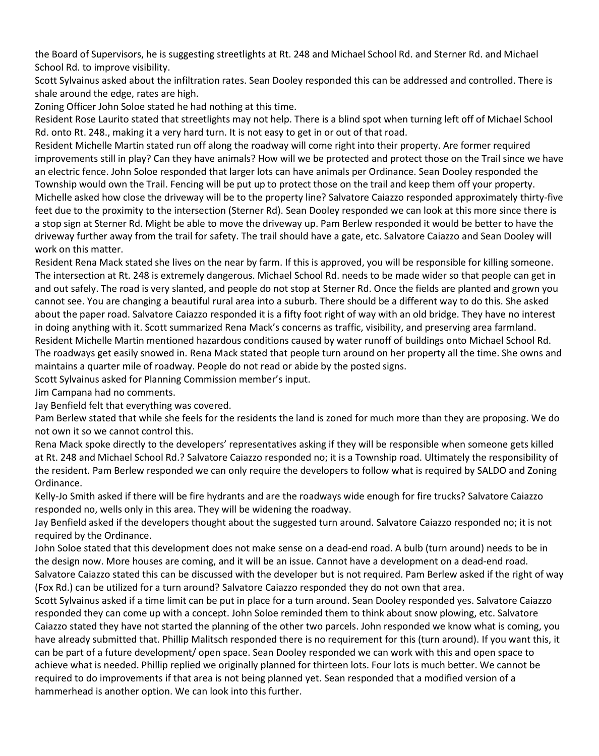the Board of Supervisors, he is suggesting streetlights at Rt. 248 and Michael School Rd. and Sterner Rd. and Michael School Rd. to improve visibility.

Scott Sylvainus asked about the infiltration rates. Sean Dooley responded this can be addressed and controlled. There is shale around the edge, rates are high.

Zoning Officer John Soloe stated he had nothing at this time.

Resident Rose Laurito stated that streetlights may not help. There is a blind spot when turning left off of Michael School Rd. onto Rt. 248., making it a very hard turn. It is not easy to get in or out of that road.

Resident Michelle Martin stated run off along the roadway will come right into their property. Are former required improvements still in play? Can they have animals? How will we be protected and protect those on the Trail since we have an electric fence. John Soloe responded that larger lots can have animals per Ordinance. Sean Dooley responded the Township would own the Trail. Fencing will be put up to protect those on the trail and keep them off your property. Michelle asked how close the driveway will be to the property line? Salvatore Caiazzo responded approximately thirty-five feet due to the proximity to the intersection (Sterner Rd). Sean Dooley responded we can look at this more since there is a stop sign at Sterner Rd. Might be able to move the driveway up. Pam Berlew responded it would be better to have the driveway further away from the trail for safety. The trail should have a gate, etc. Salvatore Caiazzo and Sean Dooley will work on this matter.

Resident Rena Mack stated she lives on the near by farm. If this is approved, you will be responsible for killing someone. The intersection at Rt. 248 is extremely dangerous. Michael School Rd. needs to be made wider so that people can get in and out safely. The road is very slanted, and people do not stop at Sterner Rd. Once the fields are planted and grown you cannot see. You are changing a beautiful rural area into a suburb. There should be a different way to do this. She asked about the paper road. Salvatore Caiazzo responded it is a fifty foot right of way with an old bridge. They have no interest in doing anything with it. Scott summarized Rena Mack's concerns as traffic, visibility, and preserving area farmland.

Resident Michelle Martin mentioned hazardous conditions caused by water runoff of buildings onto Michael School Rd. The roadways get easily snowed in. Rena Mack stated that people turn around on her property all the time. She owns and maintains a quarter mile of roadway. People do not read or abide by the posted signs.

Scott Sylvainus asked for Planning Commission member's input.

Jim Campana had no comments.

Jay Benfield felt that everything was covered.

Pam Berlew stated that while she feels for the residents the land is zoned for much more than they are proposing. We do not own it so we cannot control this.

Rena Mack spoke directly to the developers' representatives asking if they will be responsible when someone gets killed at Rt. 248 and Michael School Rd.? Salvatore Caiazzo responded no; it is a Township road. Ultimately the responsibility of the resident. Pam Berlew responded we can only require the developers to follow what is required by SALDO and Zoning Ordinance.

Kelly-Jo Smith asked if there will be fire hydrants and are the roadways wide enough for fire trucks? Salvatore Caiazzo responded no, wells only in this area. They will be widening the roadway.

Jay Benfield asked if the developers thought about the suggested turn around. Salvatore Caiazzo responded no; it is not required by the Ordinance.

John Soloe stated that this development does not make sense on a dead-end road. A bulb (turn around) needs to be in the design now. More houses are coming, and it will be an issue. Cannot have a development on a dead-end road. Salvatore Caiazzo stated this can be discussed with the developer but is not required. Pam Berlew asked if the right of way (Fox Rd.) can be utilized for a turn around? Salvatore Caiazzo responded they do not own that area.

Scott Sylvainus asked if a time limit can be put in place for a turn around. Sean Dooley responded yes. Salvatore Caiazzo responded they can come up with a concept. John Soloe reminded them to think about snow plowing, etc. Salvatore Caiazzo stated they have not started the planning of the other two parcels. John responded we know what is coming, you have already submitted that. Phillip Malitsch responded there is no requirement for this (turn around). If you want this, it can be part of a future development/ open space. Sean Dooley responded we can work with this and open space to achieve what is needed. Phillip replied we originally planned for thirteen lots. Four lots is much better. We cannot be required to do improvements if that area is not being planned yet. Sean responded that a modified version of a hammerhead is another option. We can look into this further.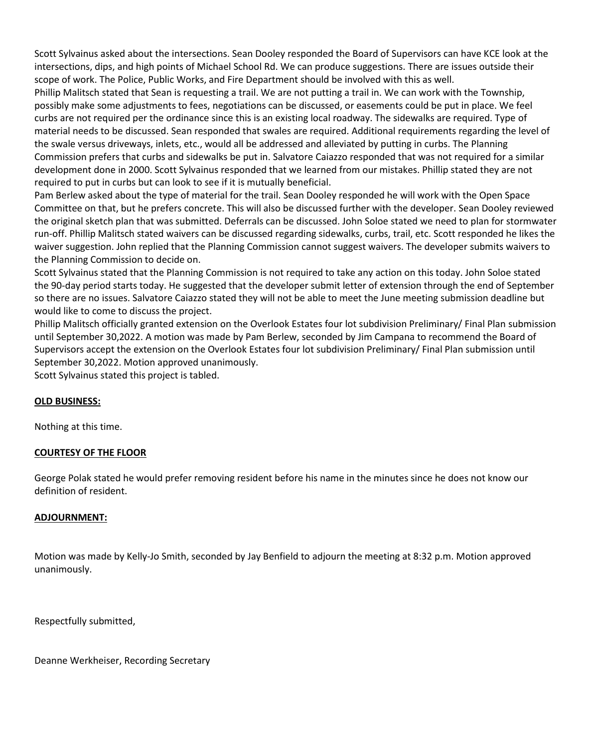Scott Sylvainus asked about the intersections. Sean Dooley responded the Board of Supervisors can have KCE look at the intersections, dips, and high points of Michael School Rd. We can produce suggestions. There are issues outside their scope of work. The Police, Public Works, and Fire Department should be involved with this as well.

Phillip Malitsch stated that Sean is requesting a trail. We are not putting a trail in. We can work with the Township, possibly make some adjustments to fees, negotiations can be discussed, or easements could be put in place. We feel curbs are not required per the ordinance since this is an existing local roadway. The sidewalks are required. Type of material needs to be discussed. Sean responded that swales are required. Additional requirements regarding the level of the swale versus driveways, inlets, etc., would all be addressed and alleviated by putting in curbs. The Planning Commission prefers that curbs and sidewalks be put in. Salvatore Caiazzo responded that was not required for a similar development done in 2000. Scott Sylvainus responded that we learned from our mistakes. Phillip stated they are not required to put in curbs but can look to see if it is mutually beneficial.

Pam Berlew asked about the type of material for the trail. Sean Dooley responded he will work with the Open Space Committee on that, but he prefers concrete. This will also be discussed further with the developer. Sean Dooley reviewed the original sketch plan that was submitted. Deferrals can be discussed. John Soloe stated we need to plan for stormwater run-off. Phillip Malitsch stated waivers can be discussed regarding sidewalks, curbs, trail, etc. Scott responded he likes the waiver suggestion. John replied that the Planning Commission cannot suggest waivers. The developer submits waivers to the Planning Commission to decide on.

Scott Sylvainus stated that the Planning Commission is not required to take any action on this today. John Soloe stated the 90-day period starts today. He suggested that the developer submit letter of extension through the end of September so there are no issues. Salvatore Caiazzo stated they will not be able to meet the June meeting submission deadline but would like to come to discuss the project.

Phillip Malitsch officially granted extension on the Overlook Estates four lot subdivision Preliminary/ Final Plan submission until September 30,2022. A motion was made by Pam Berlew, seconded by Jim Campana to recommend the Board of Supervisors accept the extension on the Overlook Estates four lot subdivision Preliminary/ Final Plan submission until September 30,2022. Motion approved unanimously.

Scott Sylvainus stated this project is tabled.

**OLD BUSINESS:**

Nothing at this time.

**COURTESY OF THE FLOOR**

George Polak stated he would prefer removing resident before his name in the minutes since he does not know our definition of resident.

**ADJOURNMENT:**

Motion was made by Kelly-Jo Smith, seconded by Jay Benfield to adjourn the meeting at 8:32 p.m. Motion approved unanimously.

Respectfully submitted,

Deanne Werkheiser, Recording Secretary